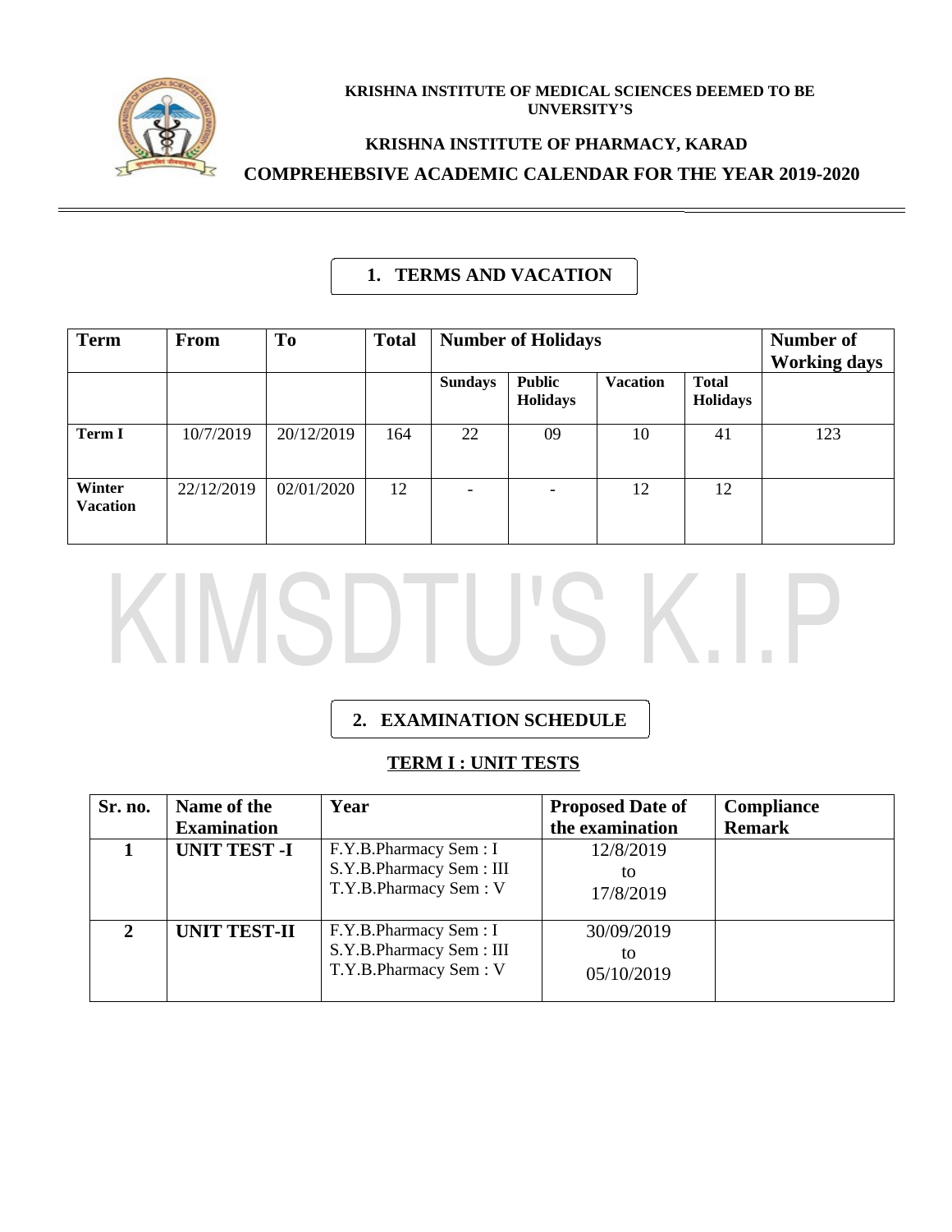**KRISHNA INSTITUTE OF MEDICAL SCIENCES DEEMED TO BE UNVERSITY'S**

**KRISHNA INSTITUTE OF PHARMACY, KARAD**

# COMPREHEBSIVE ACADEMIC CALENDAR FOR THE YEAR 2019-2020

## 1. TERMS AND VACATION

| Term | From | To | Total | Number of Holidays | | | | Number of Working days |
|---|---|---|---|---|---|---|---|---|
| | | | | Sundays | Public Holidays | Vacation | Total Holidays | |
| **Term I** | 10/7/2019 | 20/12/2019 | 164 | 22 | 09 | 10 | 41 | 123 |
| **Winter Vacation** | 22/12/2019 | 02/01/2020 | 12 | - | - | 12 | 12 | |

KIMSDTU'S K.I.P

## 2. EXAMINATION SCHEDULE

### TERM I : UNIT TESTS

| Sr. no. | Name of the Examination | Year | Proposed Date of the examination | Compliance Remark |
|---|---|---|---|---|
| **1** | **UNIT TEST -I** | F.Y.B.Pharmacy Sem : I<br>S.Y.B.Pharmacy Sem : III<br>T.Y.B.Pharmacy Sem : V | 12/8/2019 to 17/8/2019 | |
| **2** | **UNIT TEST-II** | F.Y.B.Pharmacy Sem : I<br>S.Y.B.Pharmacy Sem : III<br>T.Y.B.Pharmacy Sem : V | 30/09/2019 to 05/10/2019 | |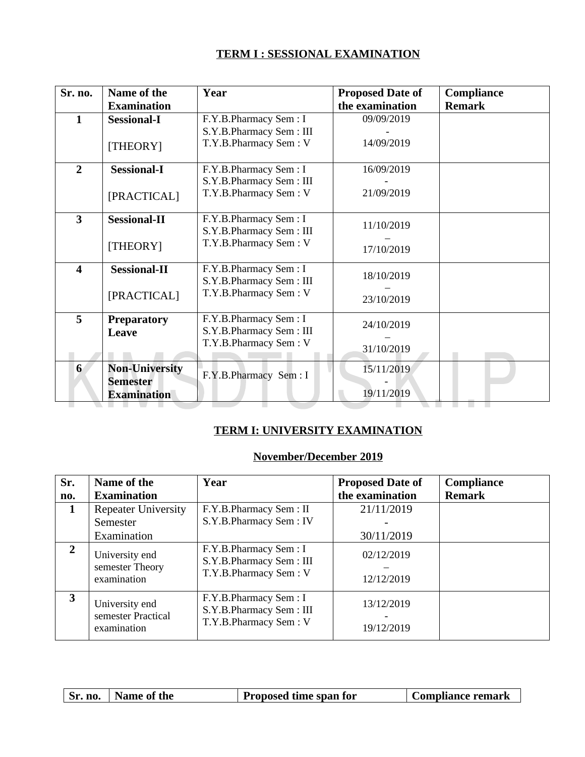## TERM I : SESSIONAL EXAMINATION

| Sr. no. | Name of the Examination | Year | Proposed Date of the examination | Compliance Remark |
|---|---|---|---|---|
| 1 | **Sessional-I** [THEORY] | F.Y.B.Pharmacy Sem : I<br>S.Y.B.Pharmacy Sem : III<br>T.Y.B.Pharmacy Sem : V | 09/09/2019 - 14/09/2019 | |
| 2 | **Sessional-I** [PRACTICAL] | F.Y.B.Pharmacy Sem : I<br>S.Y.B.Pharmacy Sem : III<br>T.Y.B.Pharmacy Sem : V | 16/09/2019 - 21/09/2019 | |
| 3 | **Sessional-II** [THEORY] | F.Y.B.Pharmacy Sem : I<br>S.Y.B.Pharmacy Sem : III<br>T.Y.B.Pharmacy Sem : V | 11/10/2019 – 17/10/2019 | |
| 4 | **Sessional-II** [PRACTICAL] | F.Y.B.Pharmacy Sem : I<br>S.Y.B.Pharmacy Sem : III<br>T.Y.B.Pharmacy Sem : V | 18/10/2019 – 23/10/2019 | |
| 5 | **Preparatory Leave** | F.Y.B.Pharmacy Sem : I<br>S.Y.B.Pharmacy Sem : III<br>T.Y.B.Pharmacy Sem : V | 24/10/2019 – 31/10/2019 | |
| 6 | **Non-University Semester Examination** | F.Y.B.Pharmacy Sem : I | 15/11/2019 - 19/11/2019 | |

## TERM I: UNIVERSITY EXAMINATION

### November/December 2019

| Sr. no. | Name of the Examination | Year | Proposed Date of the examination | Compliance Remark |
|---|---|---|---|---|
| 1 | Repeater University Semester Examination | F.Y.B.Pharmacy Sem : II<br>S.Y.B.Pharmacy Sem : IV | 21/11/2019 - 30/11/2019 | |
| 2 | University end semester Theory examination | F.Y.B.Pharmacy Sem : I<br>S.Y.B.Pharmacy Sem : III<br>T.Y.B.Pharmacy Sem : V | 02/12/2019 – 12/12/2019 | |
| 3 | University end semester Practical examination | F.Y.B.Pharmacy Sem : I<br>S.Y.B.Pharmacy Sem : III<br>T.Y.B.Pharmacy Sem : V | 13/12/2019 - 19/12/2019 | |

| Sr. no. | Name of the | Proposed time span for | Compliance remark |
|---|---|---|---|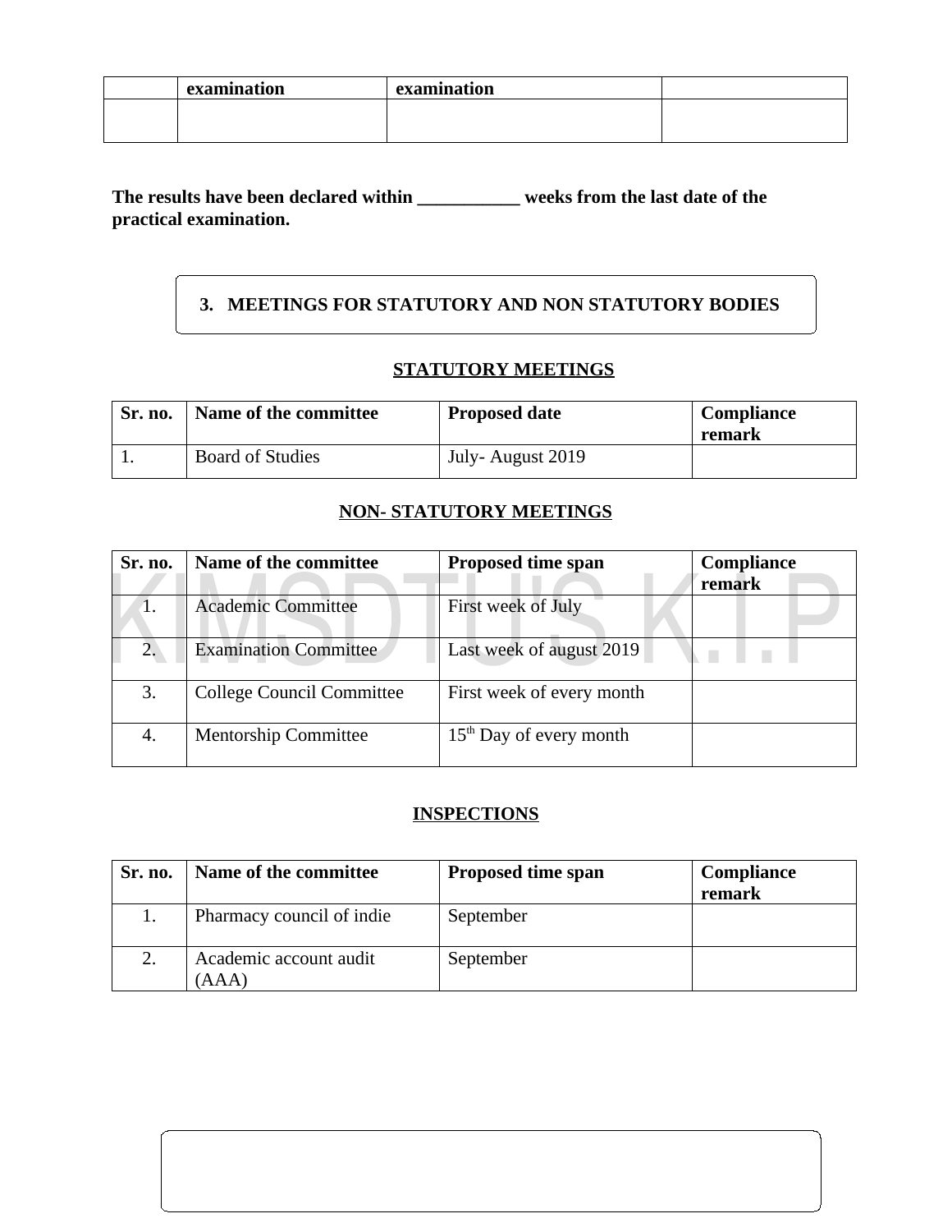| | examination | examination | |
|---|---|---|---|
| | | | |

**The results have been declared within ___________ weeks from the last date of the practical examination.**

## 3. MEETINGS FOR STATUTORY AND NON STATUTORY BODIES

### STATUTORY MEETINGS

| Sr. no. | Name of the committee | Proposed date | Compliance remark |
|---|---|---|---|
| 1. | Board of Studies | July- August 2019 | |

### NON- STATUTORY MEETINGS

| Sr. no. | Name of the committee | Proposed time span | Compliance remark |
|---|---|---|---|
| 1. | Academic Committee | First week of July | |
| 2. | Examination Committee | Last week of august 2019 | |
| 3. | College Council Committee | First week of every month | |
| 4. | Mentorship Committee | 15th Day of every month | |

### INSPECTIONS

| Sr. no. | Name of the committee | Proposed time span | Compliance remark |
|---|---|---|---|
| 1. | Pharmacy council of indie | September | |
| 2. | Academic account audit (AAA) | September | |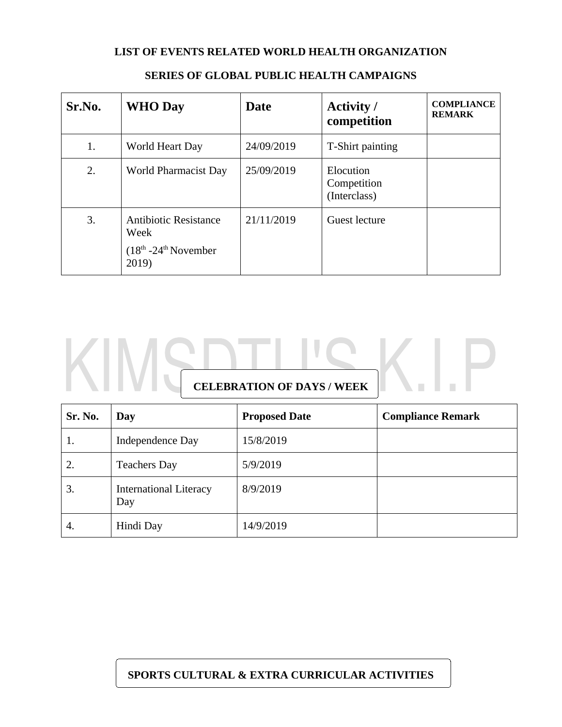# LIST OF EVENTS RELATED WORLD HEALTH ORGANIZATION

## SERIES OF GLOBAL PUBLIC HEALTH CAMPAIGNS

| Sr.No. | WHO Day | Date | Activity / competition | COMPLIANCE REMARK |
|---|---|---|---|---|
| 1. | World Heart Day | 24/09/2019 | T-Shirt painting | |
| 2. | World Pharmacist Day | 25/09/2019 | Elocution Competition (Interclass) | |
| 3. | Antibiotic Resistance Week (18th -24th November 2019) | 21/11/2019 | Guest lecture | |

KIMSDTU'S K.I.P

## CELEBRATION OF DAYS / WEEK

| Sr. No. | Day | Proposed Date | Compliance Remark |
|---|---|---|---|
| 1. | Independence Day | 15/8/2019 | |
| 2. | Teachers Day | 5/9/2019 | |
| 3. | International Literacy Day | 8/9/2019 | |
| 4. | Hindi Day | 14/9/2019 | |

## SPORTS CULTURAL & EXTRA CURRICULAR ACTIVITIES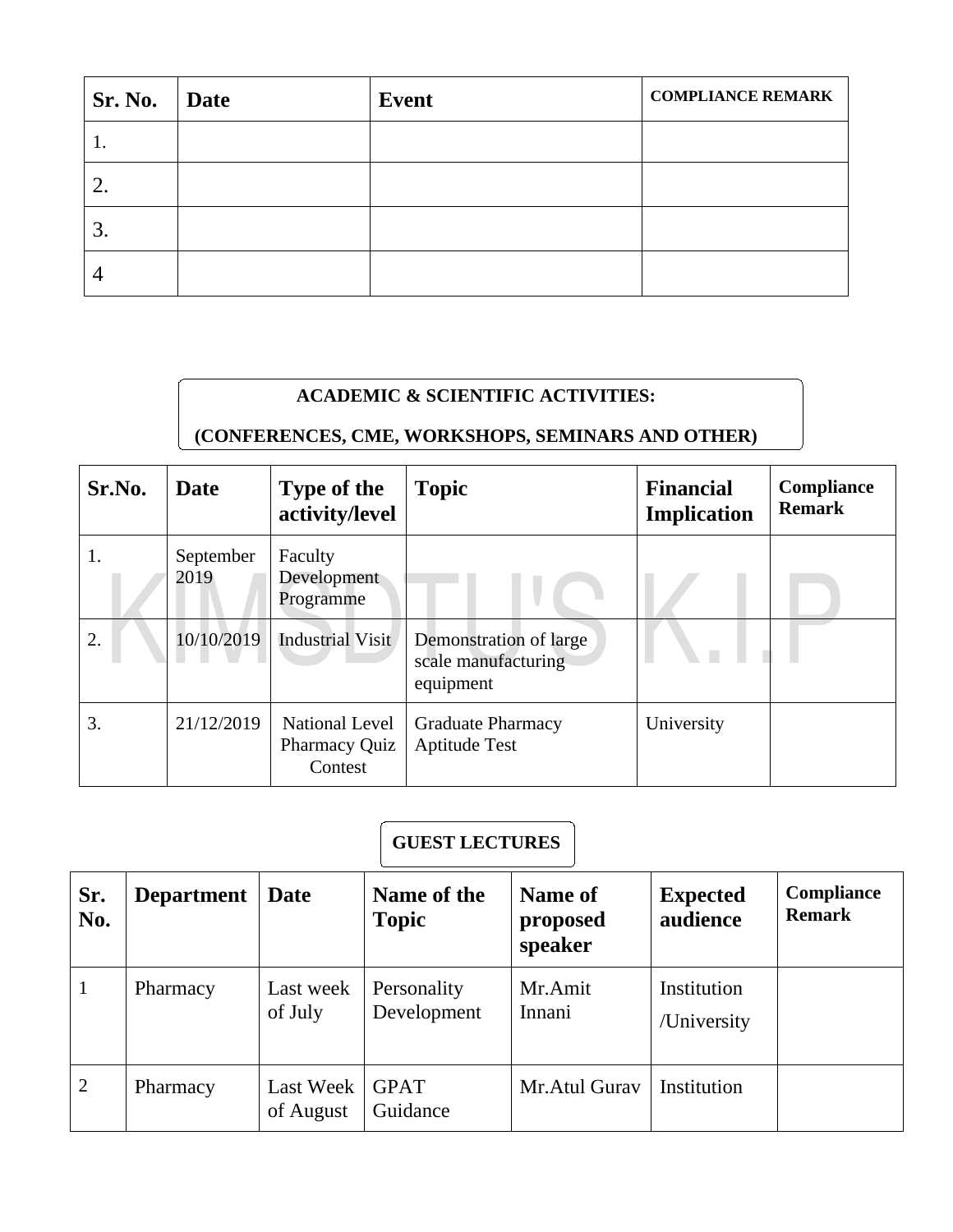| Sr. No. | Date | Event | COMPLIANCE REMARK |
|---|---|---|---|
| 1. | | | |
| 2. | | | |
| 3. | | | |
| 4 | | | |

**ACADEMIC & SCIENTIFIC ACTIVITIES:**

**(CONFERENCES, CME, WORKSHOPS, SEMINARS AND OTHER)**

| Sr.No. | Date | Type of the activity/level | Topic | Financial Implication | Compliance Remark |
|---|---|---|---|---|---|
| 1. | September 2019 | Faculty Development Programme | | | |
| 2. | 10/10/2019 | Industrial Visit | Demonstration of large scale manufacturing equipment | | |
| 3. | 21/12/2019 | National Level Pharmacy Quiz Contest | Graduate Pharmacy Aptitude Test | University | |

**GUEST LECTURES**

| Sr. No. | Department | Date | Name of the Topic | Name of proposed speaker | Expected audience | Compliance Remark |
|---|---|---|---|---|---|---|
| 1 | Pharmacy | Last week of July | Personality Development | Mr.Amit Innani | Institution /University | |
| 2 | Pharmacy | Last Week of August | GPAT Guidance | Mr.Atul Gurav | Institution | |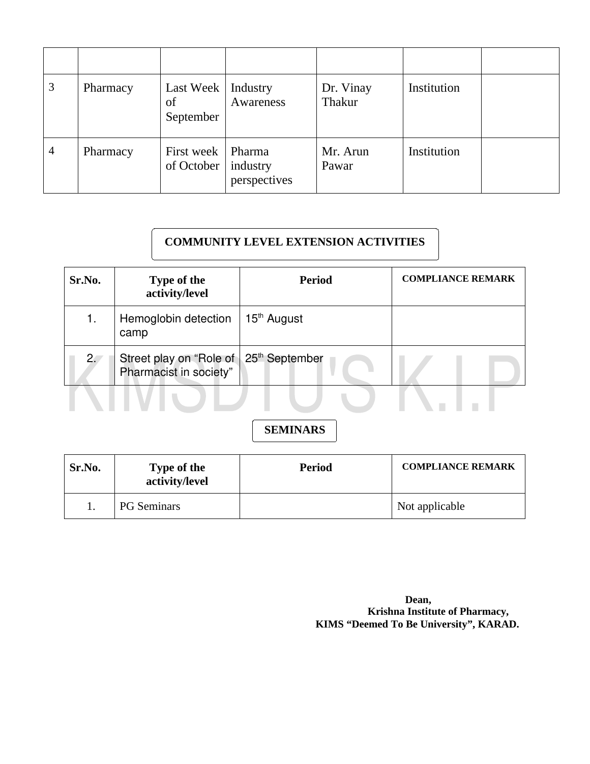| | | | | | | |
|---|---|---|---|---|---|---|
| 3 | Pharmacy | Last Week of September | Industry Awareness | Dr. Vinay Thakur | Institution | |
| 4 | Pharmacy | First week of October | Pharma industry perspectives | Mr. Arun Pawar | Institution | |

## COMMUNITY LEVEL EXTENSION ACTIVITIES

| Sr.No. | Type of the activity/level | Period | COMPLIANCE REMARK |
|---|---|---|---|
| 1. | Hemoglobin detection camp | 15th August | |
| 2. | Street play on "Role of Pharmacist in society" | 25th September | |

## SEMINARS

| Sr.No. | Type of the activity/level | Period | COMPLIANCE REMARK |
|---|---|---|---|
| 1. | PG Seminars | | Not applicable |

**Dean,**
**Krishna Institute of Pharmacy,**
**KIMS "Deemed To Be University", KARAD.**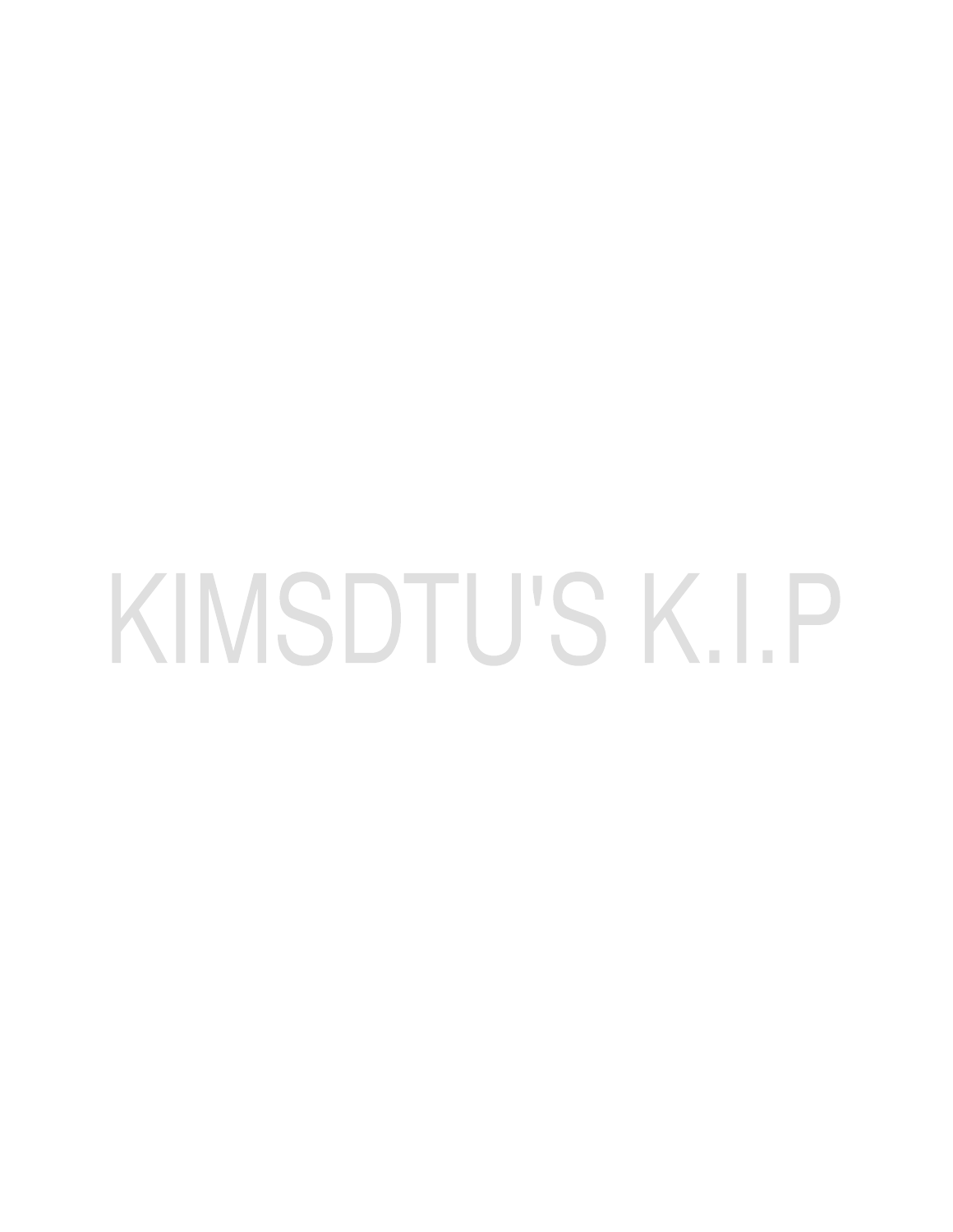KIMSDTU'S K.I.P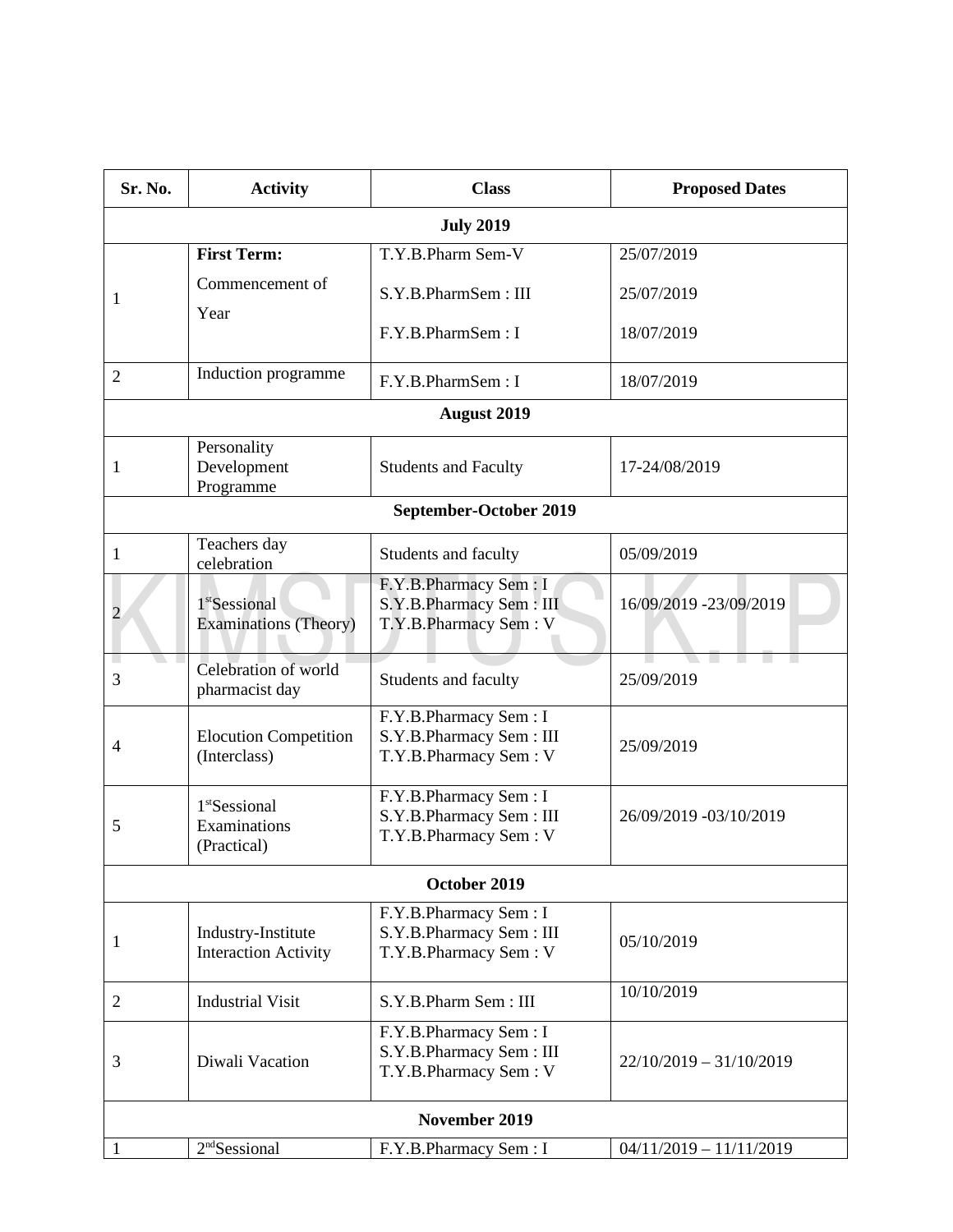| Sr. No. | Activity | Class | Proposed Dates |
|---|---|---|---|
| **July 2019** | | | |
| 1 | **First Term:** Commencement of Year | T.Y.B.Pharm Sem-V<br>S.Y.B.PharmSem : III<br>F.Y.B.PharmSem : I | 25/07/2019<br>25/07/2019<br>18/07/2019 |
| 2 | Induction programme | F.Y.B.PharmSem : I | 18/07/2019 |
| **August 2019** | | | |
| 1 | Personality Development Programme | Students and Faculty | 17-24/08/2019 |
| **September-October 2019** | | | |
| 1 | Teachers day celebration | Students and faculty | 05/09/2019 |
| 2 | 1st Sessional Examinations (Theory) | F.Y.B.Pharmacy Sem : I<br>S.Y.B.Pharmacy Sem : III<br>T.Y.B.Pharmacy Sem : V | 16/09/2019 -23/09/2019 |
| 3 | Celebration of world pharmacist day | Students and faculty | 25/09/2019 |
| 4 | Elocution Competition (Interclass) | F.Y.B.Pharmacy Sem : I<br>S.Y.B.Pharmacy Sem : III<br>T.Y.B.Pharmacy Sem : V | 25/09/2019 |
| 5 | 1st Sessional Examinations (Practical) | F.Y.B.Pharmacy Sem : I<br>S.Y.B.Pharmacy Sem : III<br>T.Y.B.Pharmacy Sem : V | 26/09/2019 -03/10/2019 |
| **October 2019** | | | |
| 1 | Industry-Institute Interaction Activity | F.Y.B.Pharmacy Sem : I<br>S.Y.B.Pharmacy Sem : III<br>T.Y.B.Pharmacy Sem : V | 05/10/2019 |
| 2 | Industrial Visit | S.Y.B.Pharm Sem : III | 10/10/2019 |
| 3 | Diwali Vacation | F.Y.B.Pharmacy Sem : I<br>S.Y.B.Pharmacy Sem : III<br>T.Y.B.Pharmacy Sem : V | 22/10/2019 – 31/10/2019 |
| **November 2019** | | | |
| 1 | 2nd Sessional | F.Y.B.Pharmacy Sem : I | 04/11/2019 – 11/11/2019 |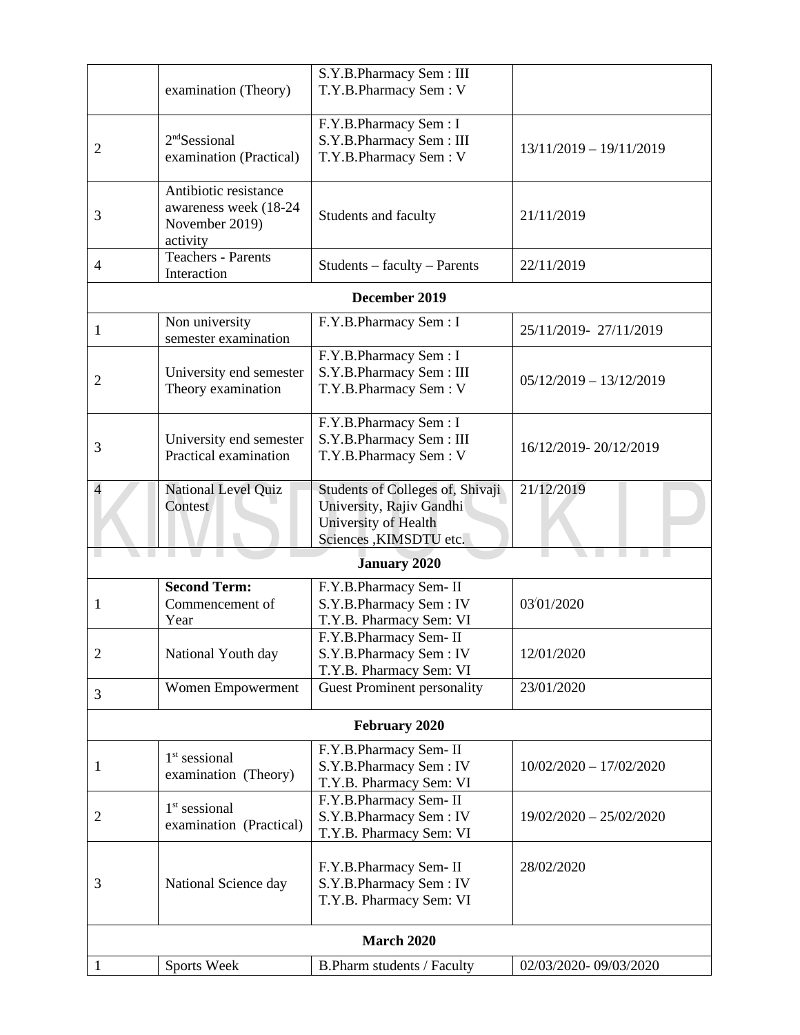| | | | |
|---|---|---|---|
| | examination (Theory) | S.Y.B.Pharmacy Sem : III<br>T.Y.B.Pharmacy Sem : V | |
| 2 | 2nd Sessional examination (Practical) | F.Y.B.Pharmacy Sem : I<br>S.Y.B.Pharmacy Sem : III<br>T.Y.B.Pharmacy Sem : V | 13/11/2019 – 19/11/2019 |
| 3 | Antibiotic resistance awareness week (18-24 November 2019) activity | Students and faculty | 21/11/2019 |
| 4 | Teachers - Parents Interaction | Students – faculty – Parents | 22/11/2019 |
| **December 2019** | | | |
| 1 | Non university semester examination | F.Y.B.Pharmacy Sem : I | 25/11/2019- 27/11/2019 |
| 2 | University end semester Theory examination | F.Y.B.Pharmacy Sem : I<br>S.Y.B.Pharmacy Sem : III<br>T.Y.B.Pharmacy Sem : V | 05/12/2019 – 13/12/2019 |
| 3 | University end semester Practical examination | F.Y.B.Pharmacy Sem : I<br>S.Y.B.Pharmacy Sem : III<br>T.Y.B.Pharmacy Sem : V | 16/12/2019- 20/12/2019 |
| 4 | National Level Quiz Contest | Students of Colleges of, Shivaji University, Rajiv Gandhi University of Health Sciences ,KIMSDTU etc. | 21/12/2019 |
| **January 2020** | | | |
| 1 | **Second Term:** Commencement of Year | F.Y.B.Pharmacy Sem- II<br>S.Y.B.Pharmacy Sem : IV<br>T.Y.B. Pharmacy Sem: VI | 03/01/2020 |
| 2 | National Youth day | F.Y.B.Pharmacy Sem- II<br>S.Y.B.Pharmacy Sem : IV<br>T.Y.B. Pharmacy Sem: VI | 12/01/2020 |
| 3 | Women Empowerment | Guest Prominent personality | 23/01/2020 |
| **February 2020** | | | |
| 1 | 1st sessional examination (Theory) | F.Y.B.Pharmacy Sem- II<br>S.Y.B.Pharmacy Sem : IV<br>T.Y.B. Pharmacy Sem: VI | 10/02/2020 – 17/02/2020 |
| 2 | 1st sessional examination (Practical) | F.Y.B.Pharmacy Sem- II<br>S.Y.B.Pharmacy Sem : IV<br>T.Y.B. Pharmacy Sem: VI | 19/02/2020 – 25/02/2020 |
| 3 | National Science day | F.Y.B.Pharmacy Sem- II<br>S.Y.B.Pharmacy Sem : IV<br>T.Y.B. Pharmacy Sem: VI | 28/02/2020 |
| **March 2020** | | | |
| 1 | Sports Week | B.Pharm students / Faculty | 02/03/2020- 09/03/2020 |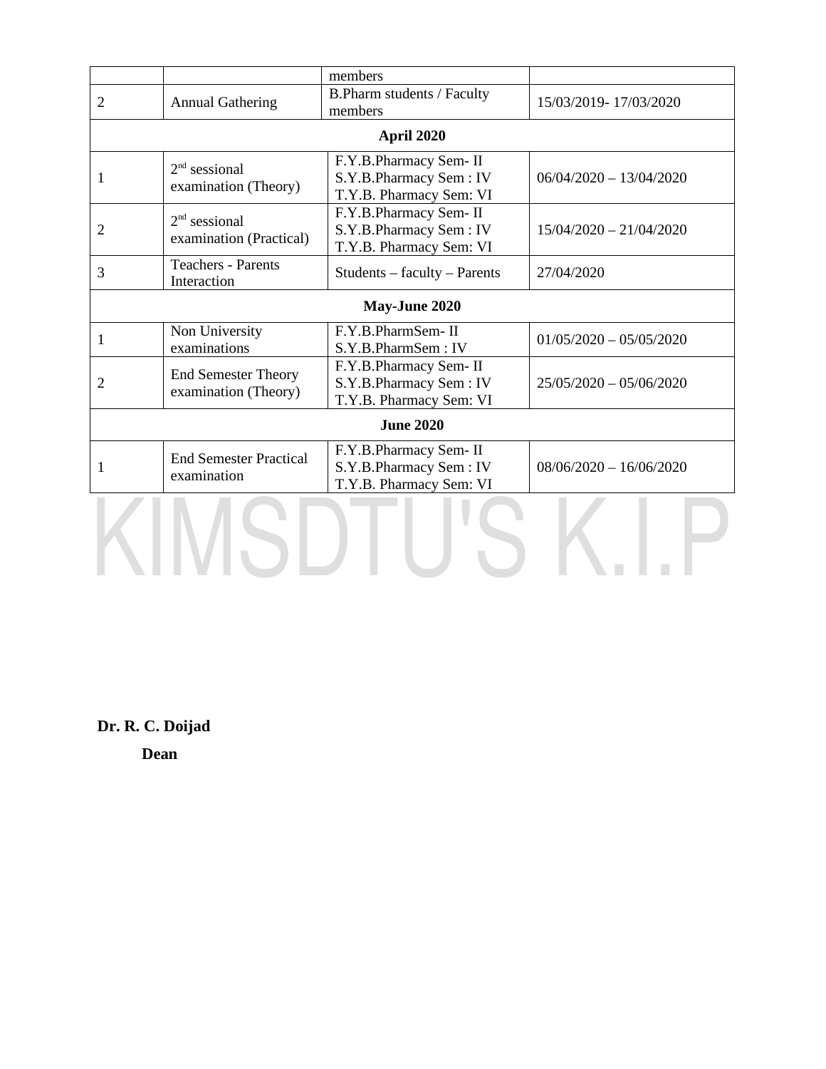| | | | |
|---|---|---|---|
| | | members | |
| 2 | Annual Gathering | B.Pharm students / Faculty members | 15/03/2019- 17/03/2020 |
| **April 2020** | | | |
| 1 | 2nd sessional examination (Theory) | F.Y.B.Pharmacy Sem- II<br>S.Y.B.Pharmacy Sem : IV<br>T.Y.B. Pharmacy Sem: VI | 06/04/2020 – 13/04/2020 |
| 2 | 2nd sessional examination (Practical) | F.Y.B.Pharmacy Sem- II<br>S.Y.B.Pharmacy Sem : IV<br>T.Y.B. Pharmacy Sem: VI | 15/04/2020 – 21/04/2020 |
| 3 | Teachers - Parents Interaction | Students – faculty – Parents | 27/04/2020 |
| **May-June 2020** | | | |
| 1 | Non University examinations | F.Y.B.PharmSem- II<br>S.Y.B.PharmSem : IV | 01/05/2020 – 05/05/2020 |
| 2 | End Semester Theory examination (Theory) | F.Y.B.Pharmacy Sem- II<br>S.Y.B.Pharmacy Sem : IV<br>T.Y.B. Pharmacy Sem: VI | 25/05/2020 – 05/06/2020 |
| **June 2020** | | | |
| 1 | End Semester Practical examination | F.Y.B.Pharmacy Sem- II<br>S.Y.B.Pharmacy Sem : IV<br>T.Y.B. Pharmacy Sem: VI | 08/06/2020 – 16/06/2020 |

KIMSDTU'S K.I.P

**Dr. R. C. Doijad**

**Dean**